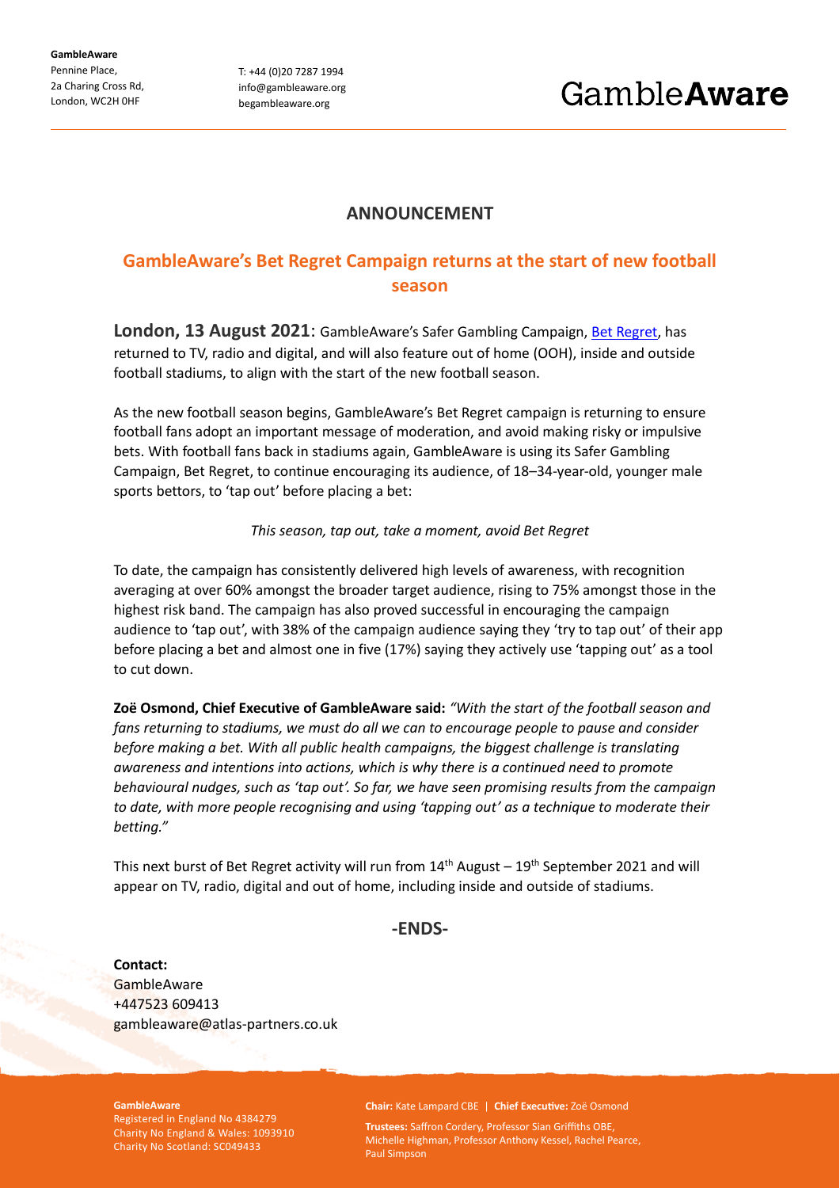**GambleAware**
Pennine Place,
2a Charing Cross Rd,
London, WC2H 0HF

T: +44 (0)20 7287 1994
info@gambleaware.org
begambleaware.org

GambleAware

## ANNOUNCEMENT

# GambleAware's Bet Regret Campaign returns at the start of new football season

**London, 13 August 2021**: GambleAware's Safer Gambling Campaign, [Bet Regret](), has returned to TV, radio and digital, and will also feature out of home (OOH), inside and outside football stadiums, to align with the start of the new football season.

As the new football season begins, GambleAware's Bet Regret campaign is returning to ensure football fans adopt an important message of moderation, and avoid making risky or impulsive bets. With football fans back in stadiums again, GambleAware is using its Safer Gambling Campaign, Bet Regret, to continue encouraging its audience, of 18–34-year-old, younger male sports bettors, to 'tap out' before placing a bet:

*This season, tap out, take a moment, avoid Bet Regret*

To date, the campaign has consistently delivered high levels of awareness, with recognition averaging at over 60% amongst the broader target audience, rising to 75% amongst those in the highest risk band. The campaign has also proved successful in encouraging the campaign audience to 'tap out', with 38% of the campaign audience saying they 'try to tap out' of their app before placing a bet and almost one in five (17%) saying they actively use 'tapping out' as a tool to cut down.

**Zoë Osmond, Chief Executive of GambleAware said:** *"With the start of the football season and fans returning to stadiums, we must do all we can to encourage people to pause and consider before making a bet. With all public health campaigns, the biggest challenge is translating awareness and intentions into actions, which is why there is a continued need to promote behavioural nudges, such as 'tap out'. So far, we have seen promising results from the campaign to date, with more people recognising and using 'tapping out' as a technique to moderate their betting."*

This next burst of Bet Regret activity will run from 14th August – 19th September 2021 and will appear on TV, radio, digital and out of home, including inside and outside of stadiums.

**-ENDS-**

**Contact:**
GambleAware
+447523 609413
gambleaware@atlas-partners.co.uk

**GambleAware**
Registered in England No 4384279
Charity No England & Wales: 1093910
Charity No Scotland: SC049433

**Chair:** Kate Lampard CBE | **Chief Executive:** Zoë Osmond

**Trustees:** Saffron Cordery, Professor Sian Griffiths OBE, Michelle Highman, Professor Anthony Kessel, Rachel Pearce, Paul Simpson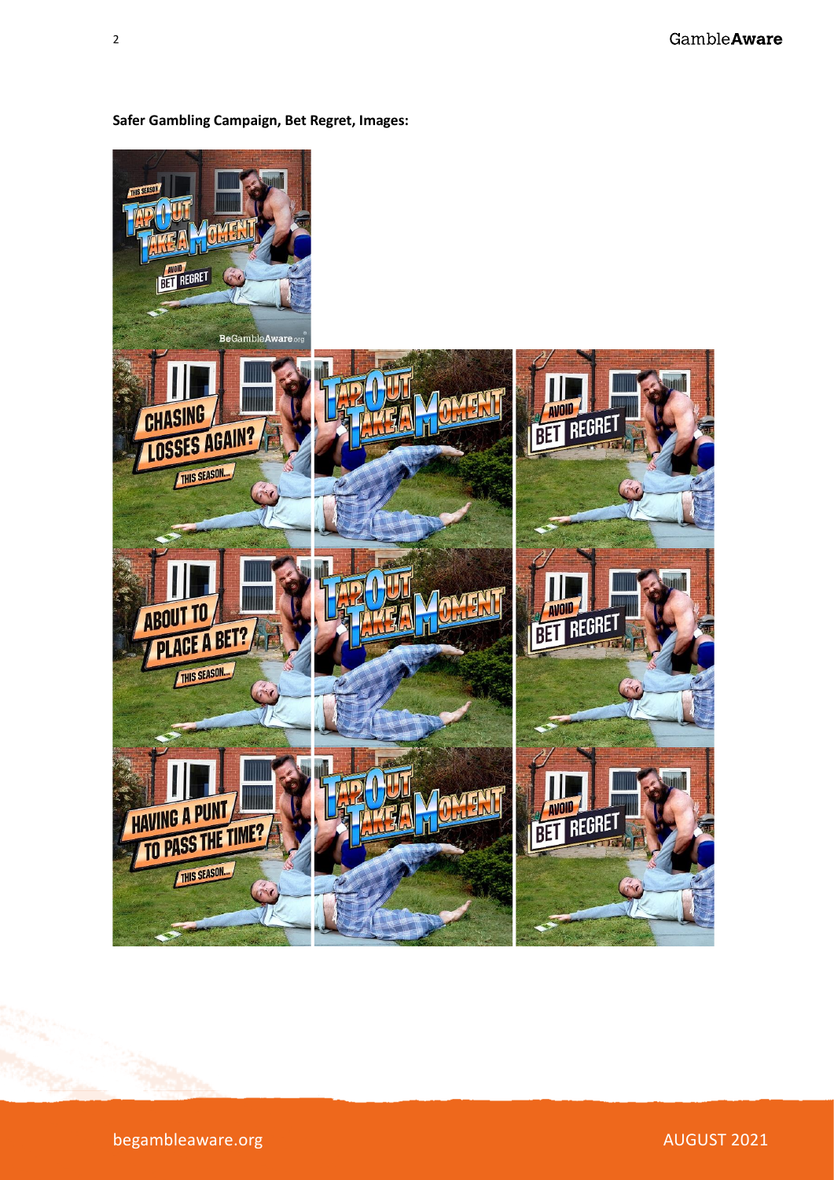**Safer Gambling Campaign, Bet Regret, Images:**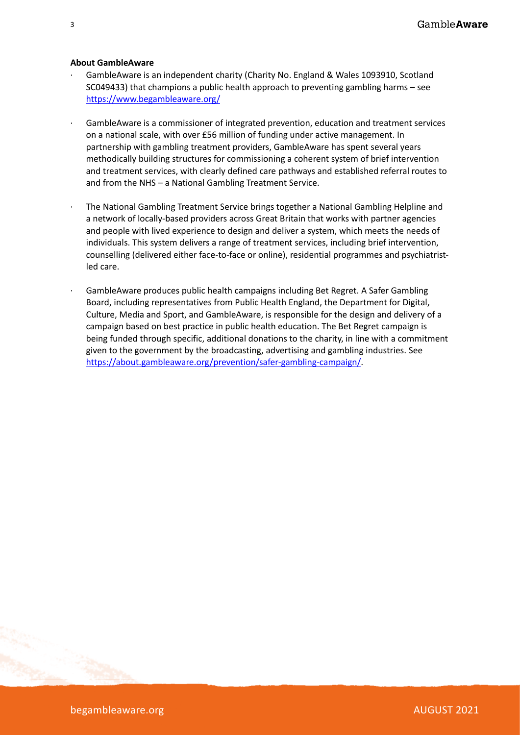**About GambleAware**

- GambleAware is an independent charity (Charity No. England & Wales 1093910, Scotland SC049433) that champions a public health approach to preventing gambling harms – see https://www.begambleaware.org/

- GambleAware is a commissioner of integrated prevention, education and treatment services on a national scale, with over £56 million of funding under active management. In partnership with gambling treatment providers, GambleAware has spent several years methodically building structures for commissioning a coherent system of brief intervention and treatment services, with clearly defined care pathways and established referral routes to and from the NHS – a National Gambling Treatment Service.

- The National Gambling Treatment Service brings together a National Gambling Helpline and a network of locally-based providers across Great Britain that works with partner agencies and people with lived experience to design and deliver a system, which meets the needs of individuals. This system delivers a range of treatment services, including brief intervention, counselling (delivered either face-to-face or online), residential programmes and psychiatrist-led care.

- GambleAware produces public health campaigns including Bet Regret. A Safer Gambling Board, including representatives from Public Health England, the Department for Digital, Culture, Media and Sport, and GambleAware, is responsible for the design and delivery of a campaign based on best practice in public health education. The Bet Regret campaign is being funded through specific, additional donations to the charity, in line with a commitment given to the government by the broadcasting, advertising and gambling industries. See https://about.gambleaware.org/prevention/safer-gambling-campaign/.